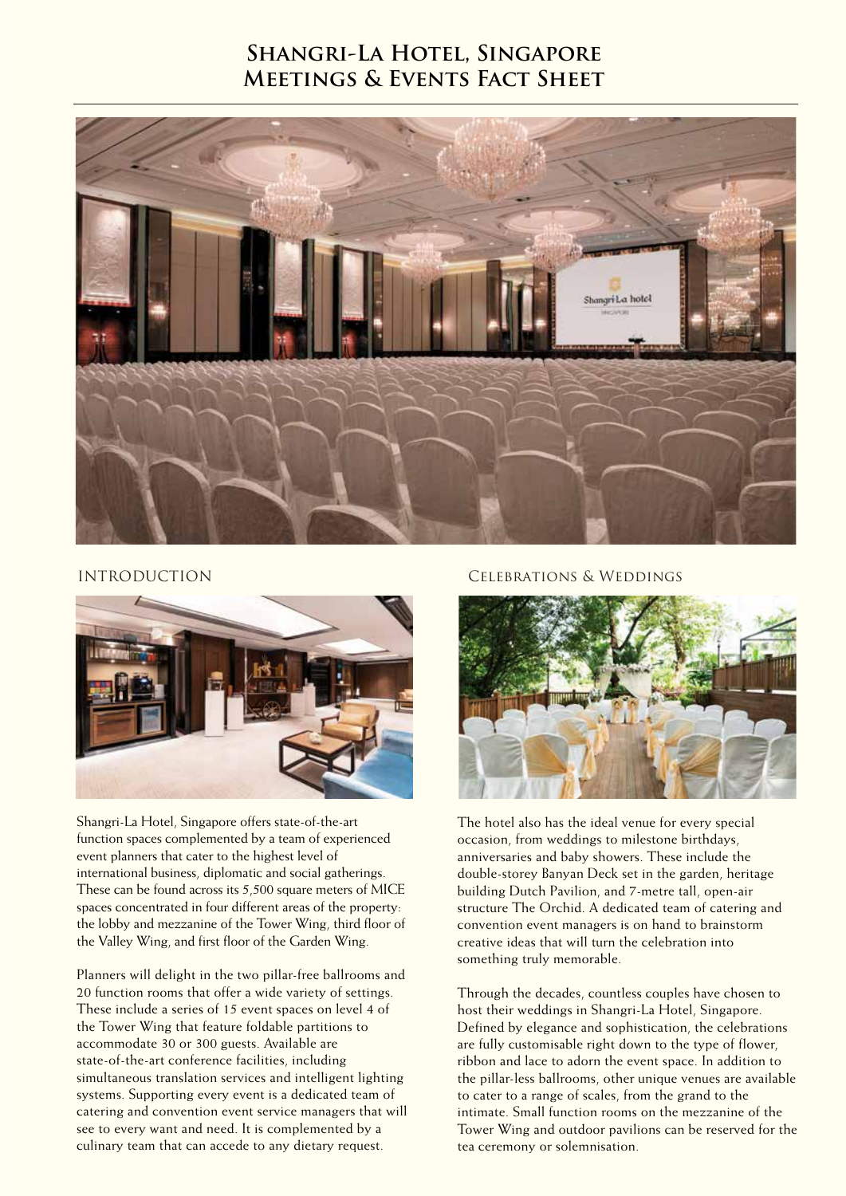# Shangri-La Hotel, Singapore
# Meetings & Events Fact Sheet

## INTRODUCTION

Shangri-La Hotel, Singapore offers state-of-the-art function spaces complemented by a team of experienced event planners that cater to the highest level of international business, diplomatic and social gatherings. These can be found across its 5,500 square meters of MICE spaces concentrated in four different areas of the property: the lobby and mezzanine of the Tower Wing, third floor of the Valley Wing, and first floor of the Garden Wing.

Planners will delight in the two pillar-free ballrooms and 20 function rooms that offer a wide variety of settings. These include a series of 15 event spaces on level 4 of the Tower Wing that feature foldable partitions to accommodate 30 or 300 guests. Available are state-of-the-art conference facilities, including simultaneous translation services and intelligent lighting systems. Supporting every event is a dedicated team of catering and convention event service managers that will see to every want and need. It is complemented by a culinary team that can accede to any dietary request.

## Celebrations & Weddings

The hotel also has the ideal venue for every special occasion, from weddings to milestone birthdays, anniversaries and baby showers. These include the double-storey Banyan Deck set in the garden, heritage building Dutch Pavilion, and 7-metre tall, open-air structure The Orchid. A dedicated team of catering and convention event managers is on hand to brainstorm creative ideas that will turn the celebration into something truly memorable.

Through the decades, countless couples have chosen to host their weddings in Shangri-La Hotel, Singapore. Defined by elegance and sophistication, the celebrations are fully customisable right down to the type of flower, ribbon and lace to adorn the event space. In addition to the pillar-less ballrooms, other unique venues are available to cater to a range of scales, from the grand to the intimate. Small function rooms on the mezzanine of the Tower Wing and outdoor pavilions can be reserved for the tea ceremony or solemnisation.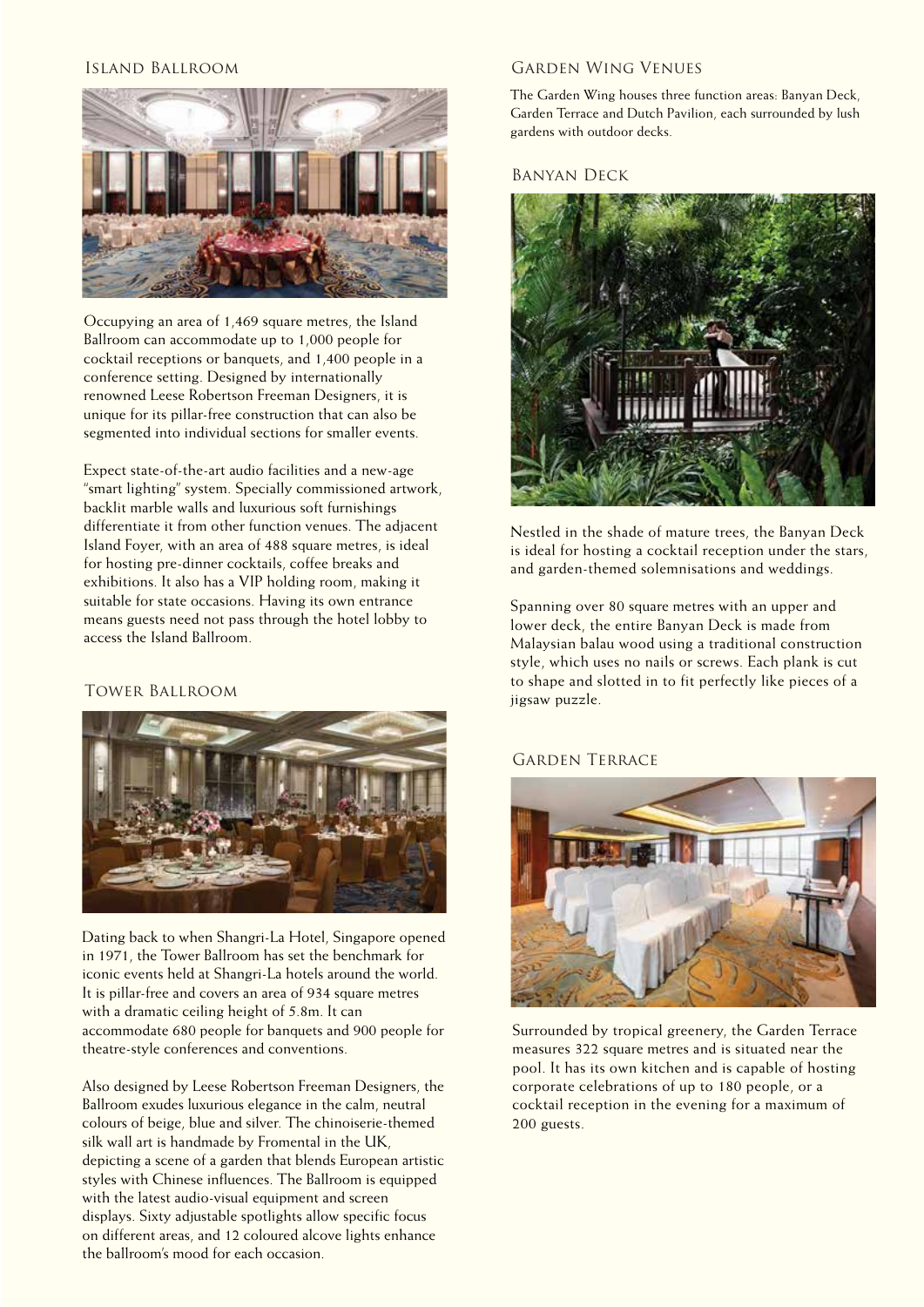## Island Ballroom

Occupying an area of 1,469 square metres, the Island Ballroom can accommodate up to 1,000 people for cocktail receptions or banquets, and 1,400 people in a conference setting. Designed by internationally renowned Leese Robertson Freeman Designers, it is unique for its pillar-free construction that can also be segmented into individual sections for smaller events.

Expect state-of-the-art audio facilities and a new-age "smart lighting" system. Specially commissioned artwork, backlit marble walls and luxurious soft furnishings differentiate it from other function venues. The adjacent Island Foyer, with an area of 488 square metres, is ideal for hosting pre-dinner cocktails, coffee breaks and exhibitions. It also has a VIP holding room, making it suitable for state occasions. Having its own entrance means guests need not pass through the hotel lobby to access the Island Ballroom.

## Tower Ballroom

Dating back to when Shangri-La Hotel, Singapore opened in 1971, the Tower Ballroom has set the benchmark for iconic events held at Shangri-La hotels around the world. It is pillar-free and covers an area of 934 square metres with a dramatic ceiling height of 5.8m. It can accommodate 680 people for banquets and 900 people for theatre-style conferences and conventions.

Also designed by Leese Robertson Freeman Designers, the Ballroom exudes luxurious elegance in the calm, neutral colours of beige, blue and silver. The chinoiserie-themed silk wall art is handmade by Fromental in the UK, depicting a scene of a garden that blends European artistic styles with Chinese influences. The Ballroom is equipped with the latest audio-visual equipment and screen displays. Sixty adjustable spotlights allow specific focus on different areas, and 12 coloured alcove lights enhance the ballroom's mood for each occasion.

## Garden Wing Venues

The Garden Wing houses three function areas: Banyan Deck, Garden Terrace and Dutch Pavilion, each surrounded by lush gardens with outdoor decks.

### Banyan Deck

Nestled in the shade of mature trees, the Banyan Deck is ideal for hosting a cocktail reception under the stars, and garden-themed solemnisations and weddings.

Spanning over 80 square metres with an upper and lower deck, the entire Banyan Deck is made from Malaysian balau wood using a traditional construction style, which uses no nails or screws. Each plank is cut to shape and slotted in to fit perfectly like pieces of a jigsaw puzzle.

### Garden Terrace

Surrounded by tropical greenery, the Garden Terrace measures 322 square metres and is situated near the pool. It has its own kitchen and is capable of hosting corporate celebrations of up to 180 people, or a cocktail reception in the evening for a maximum of 200 guests.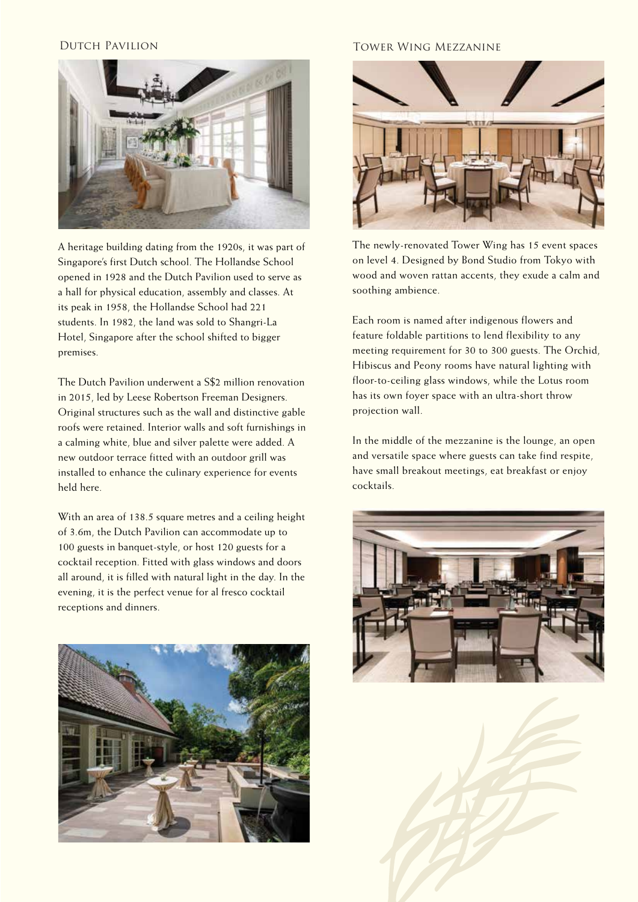## Dutch Pavilion

A heritage building dating from the 1920s, it was part of Singapore's first Dutch school. The Hollandse School opened in 1928 and the Dutch Pavilion used to serve as a hall for physical education, assembly and classes. At its peak in 1958, the Hollandse School had 221 students. In 1982, the land was sold to Shangri-La Hotel, Singapore after the school shifted to bigger premises.

The Dutch Pavilion underwent a S$2 million renovation in 2015, led by Leese Robertson Freeman Designers. Original structures such as the wall and distinctive gable roofs were retained. Interior walls and soft furnishings in a calming white, blue and silver palette were added. A new outdoor terrace fitted with an outdoor grill was installed to enhance the culinary experience for events held here.

With an area of 138.5 square metres and a ceiling height of 3.6m, the Dutch Pavilion can accommodate up to 100 guests in banquet-style, or host 120 guests for a cocktail reception. Fitted with glass windows and doors all around, it is filled with natural light in the day. In the evening, it is the perfect venue for al fresco cocktail receptions and dinners.

## Tower Wing Mezzanine

The newly-renovated Tower Wing has 15 event spaces on level 4. Designed by Bond Studio from Tokyo with wood and woven rattan accents, they exude a calm and soothing ambience.

Each room is named after indigenous flowers and feature foldable partitions to lend flexibility to any meeting requirement for 30 to 300 guests. The Orchid, Hibiscus and Peony rooms have natural lighting with floor-to-ceiling glass windows, while the Lotus room has its own foyer space with an ultra-short throw projection wall.

In the middle of the mezzanine is the lounge, an open and versatile space where guests can take find respite, have small breakout meetings, eat breakfast or enjoy cocktails.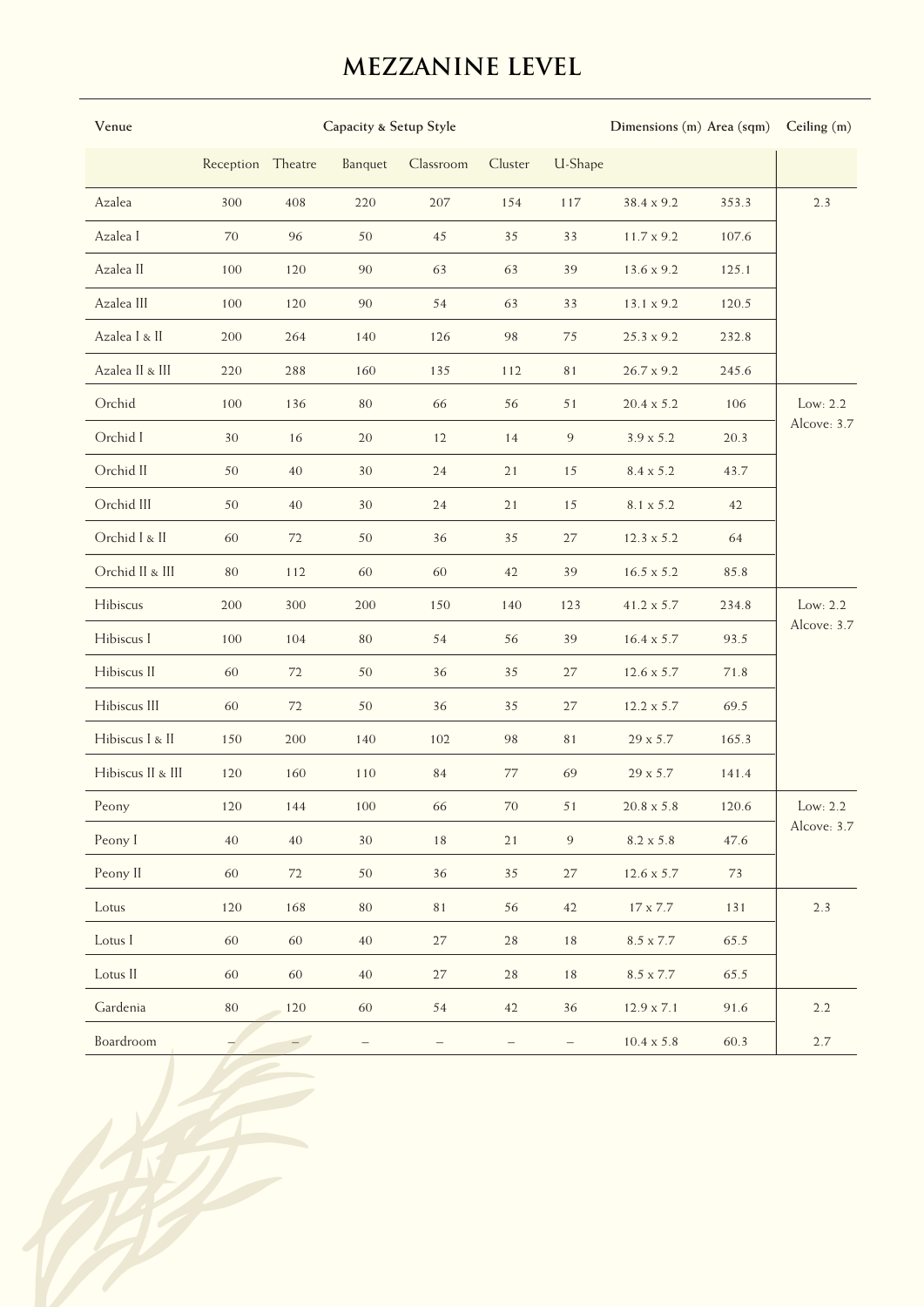# MEZZANINE LEVEL

| Venue | Capacity & Setup Style | | | | | | Dimensions (m) | Area (sqm) | Ceiling (m) |
|---|---|---|---|---|---|---|---|---|---|
| | Reception | Theatre | Banquet | Classroom | Cluster | U-Shape | | | |
| Azalea | 300 | 408 | 220 | 207 | 154 | 117 | 38.4 x 9.2 | 353.3 | 2.3 |
| Azalea I | 70 | 96 | 50 | 45 | 35 | 33 | 11.7 x 9.2 | 107.6 | |
| Azalea II | 100 | 120 | 90 | 63 | 63 | 39 | 13.6 x 9.2 | 125.1 | |
| Azalea III | 100 | 120 | 90 | 54 | 63 | 33 | 13.1 x 9.2 | 120.5 | |
| Azalea I & II | 200 | 264 | 140 | 126 | 98 | 75 | 25.3 x 9.2 | 232.8 | |
| Azalea II & III | 220 | 288 | 160 | 135 | 112 | 81 | 26.7 x 9.2 | 245.6 | |
| Orchid | 100 | 136 | 80 | 66 | 56 | 51 | 20.4 x 5.2 | 106 | Low: 2.2 Alcove: 3.7 |
| Orchid I | 30 | 16 | 20 | 12 | 14 | 9 | 3.9 x 5.2 | 20.3 | |
| Orchid II | 50 | 40 | 30 | 24 | 21 | 15 | 8.4 x 5.2 | 43.7 | |
| Orchid III | 50 | 40 | 30 | 24 | 21 | 15 | 8.1 x 5.2 | 42 | |
| Orchid I & II | 60 | 72 | 50 | 36 | 35 | 27 | 12.3 x 5.2 | 64 | |
| Orchid II & III | 80 | 112 | 60 | 60 | 42 | 39 | 16.5 x 5.2 | 85.8 | |
| Hibiscus | 200 | 300 | 200 | 150 | 140 | 123 | 41.2 x 5.7 | 234.8 | Low: 2.2 Alcove: 3.7 |
| Hibiscus I | 100 | 104 | 80 | 54 | 56 | 39 | 16.4 x 5.7 | 93.5 | |
| Hibiscus II | 60 | 72 | 50 | 36 | 35 | 27 | 12.6 x 5.7 | 71.8 | |
| Hibiscus III | 60 | 72 | 50 | 36 | 35 | 27 | 12.2 x 5.7 | 69.5 | |
| Hibiscus I & II | 150 | 200 | 140 | 102 | 98 | 81 | 29 x 5.7 | 165.3 | |
| Hibiscus II & III | 120 | 160 | 110 | 84 | 77 | 69 | 29 x 5.7 | 141.4 | |
| Peony | 120 | 144 | 100 | 66 | 70 | 51 | 20.8 x 5.8 | 120.6 | Low: 2.2 Alcove: 3.7 |
| Peony I | 40 | 40 | 30 | 18 | 21 | 9 | 8.2 x 5.8 | 47.6 | |
| Peony II | 60 | 72 | 50 | 36 | 35 | 27 | 12.6 x 5.7 | 73 | |
| Lotus | 120 | 168 | 80 | 81 | 56 | 42 | 17 x 7.7 | 131 | 2.3 |
| Lotus I | 60 | 60 | 40 | 27 | 28 | 18 | 8.5 x 7.7 | 65.5 | |
| Lotus II | 60 | 60 | 40 | 27 | 28 | 18 | 8.5 x 7.7 | 65.5 | |
| Gardenia | 80 | 120 | 60 | 54 | 42 | 36 | 12.9 x 7.1 | 91.6 | 2.2 |
| Boardroom | – | – | – | – | – | – | 10.4 x 5.8 | 60.3 | 2.7 |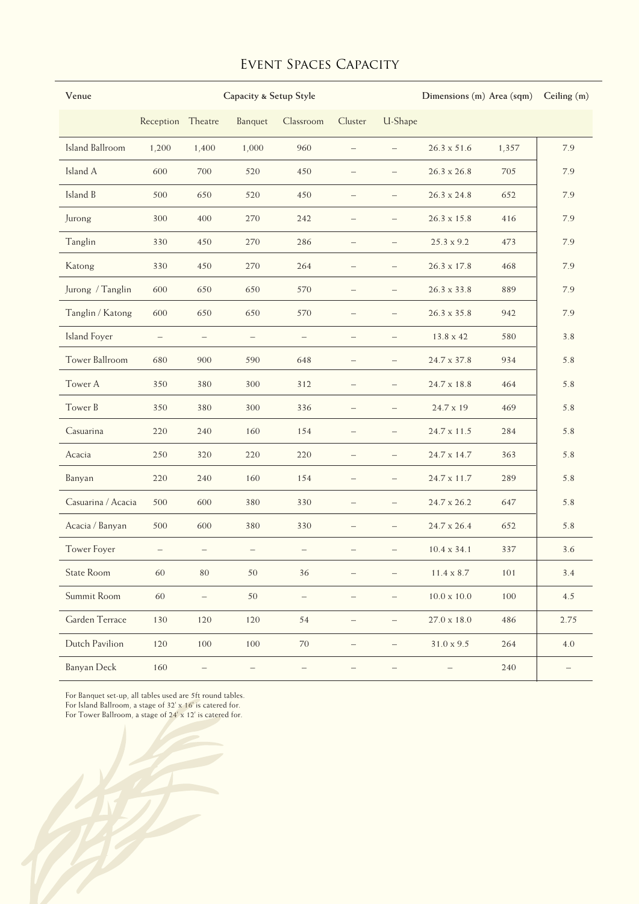# Event Spaces Capacity

| Venue | Capacity & Setup Style | | | | | | Dimensions (m) | Area (sqm) | Ceiling (m) |
|---|---|---|---|---|---|---|---|---|---|
| | Reception | Theatre | Banquet | Classroom | Cluster | U-Shape | | | |
| Island Ballroom | 1,200 | 1,400 | 1,000 | 960 | – | – | 26.3 x 51.6 | 1,357 | 7.9 |
| Island A | 600 | 700 | 520 | 450 | – | – | 26.3 x 26.8 | 705 | 7.9 |
| Island B | 500 | 650 | 520 | 450 | – | – | 26.3 x 24.8 | 652 | 7.9 |
| Jurong | 300 | 400 | 270 | 242 | – | – | 26.3 x 15.8 | 416 | 7.9 |
| Tanglin | 330 | 450 | 270 | 286 | – | – | 25.3 x 9.2 | 473 | 7.9 |
| Katong | 330 | 450 | 270 | 264 | – | – | 26.3 x 17.8 | 468 | 7.9 |
| Jurong / Tanglin | 600 | 650 | 650 | 570 | – | – | 26.3 x 33.8 | 889 | 7.9 |
| Tanglin / Katong | 600 | 650 | 650 | 570 | – | – | 26.3 x 35.8 | 942 | 7.9 |
| Island Foyer | – | – | – | – | – | – | 13.8 x 42 | 580 | 3.8 |
| Tower Ballroom | 680 | 900 | 590 | 648 | – | – | 24.7 x 37.8 | 934 | 5.8 |
| Tower A | 350 | 380 | 300 | 312 | – | – | 24.7 x 18.8 | 464 | 5.8 |
| Tower B | 350 | 380 | 300 | 336 | – | – | 24.7 x 19 | 469 | 5.8 |
| Casuarina | 220 | 240 | 160 | 154 | – | – | 24.7 x 11.5 | 284 | 5.8 |
| Acacia | 250 | 320 | 220 | 220 | – | – | 24.7 x 14.7 | 363 | 5.8 |
| Banyan | 220 | 240 | 160 | 154 | – | – | 24.7 x 11.7 | 289 | 5.8 |
| Casuarina / Acacia | 500 | 600 | 380 | 330 | – | – | 24.7 x 26.2 | 647 | 5.8 |
| Acacia / Banyan | 500 | 600 | 380 | 330 | – | – | 24.7 x 26.4 | 652 | 5.8 |
| Tower Foyer | – | – | – | – | – | – | 10.4 x 34.1 | 337 | 3.6 |
| State Room | 60 | 80 | 50 | 36 | – | – | 11.4 x 8.7 | 101 | 3.4 |
| Summit Room | 60 | – | 50 | – | – | – | 10.0 x 10.0 | 100 | 4.5 |
| Garden Terrace | 130 | 120 | 120 | 54 | – | – | 27.0 x 18.0 | 486 | 2.75 |
| Dutch Pavilion | 120 | 100 | 100 | 70 | – | – | 31.0 x 9.5 | 264 | 4.0 |
| Banyan Deck | 160 | – | – | – | – | – | – | 240 | – |

For Banquet set-up, all tables used are 5ft round tables.
For Island Ballroom, a stage of 32' x 16' is catered for.
For Tower Ballroom, a stage of 24' x 12' is catered for.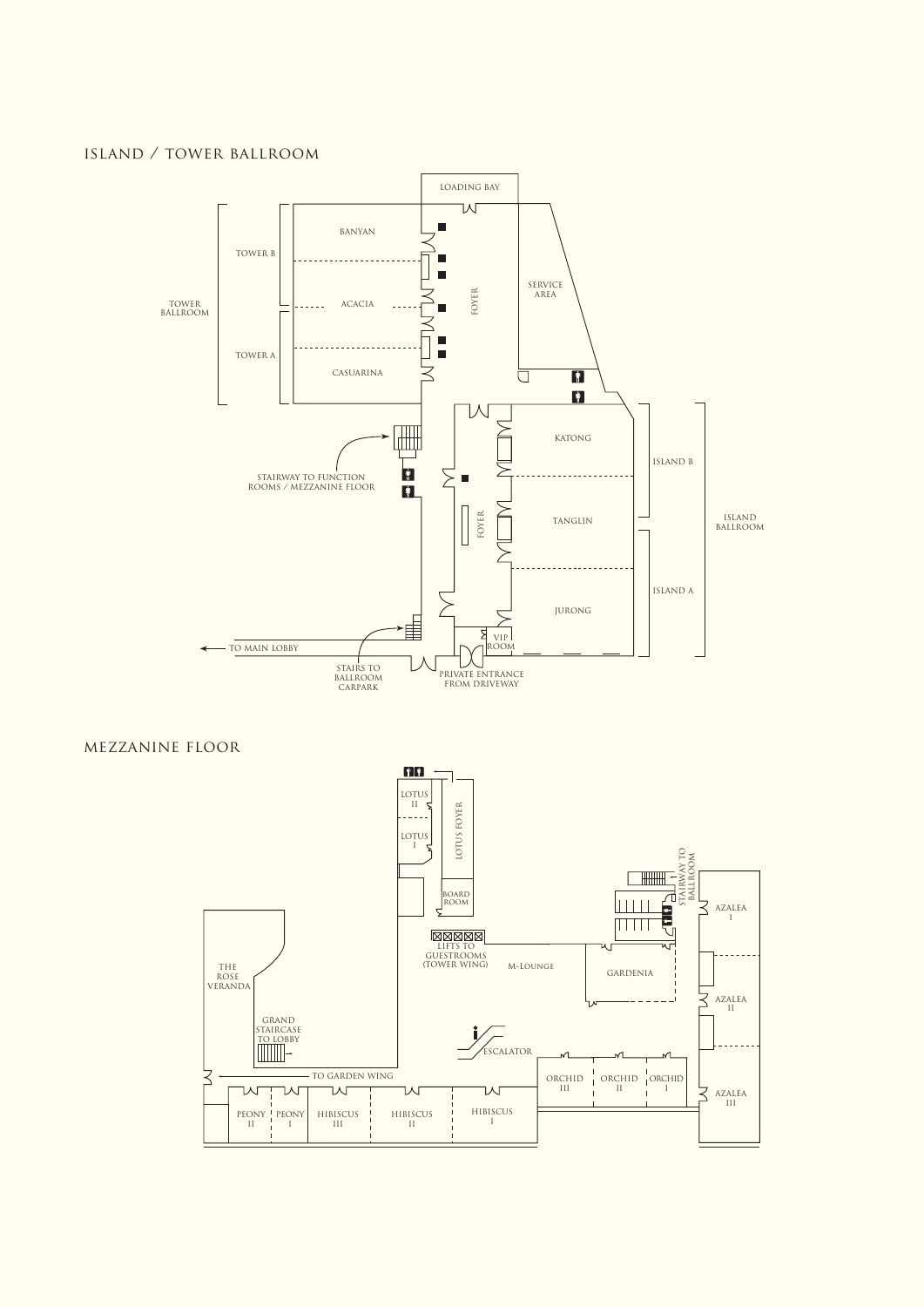## ISLAND / TOWER BALLROOM

LOADING BAY

TOWER BALLROOM

TOWER B

BANYAN

ACACIA

TOWER A

CASUARINA

FOYER

SERVICE AREA

STAIRWAY TO FUNCTION ROOMS / MEZZANINE FLOOR

FOYER

KATONG

TANGLIN

JURONG

ISLAND B

ISLAND A

ISLAND BALLROOM

VIP ROOM

TO MAIN LOBBY

STAIRS TO BALLROOM CARPARK

PRIVATE ENTRANCE FROM DRIVEWAY

## MEZZANINE FLOOR

LOTUS II

LOTUS I

LOTUS FOYER

BOARD ROOM

LIFTS TO GUESTROOMS (TOWER WING)

M-LOUNGE

STAIRWAY TO BALLROOM

GARDENIA

AZALEA I

AZALEA II

AZALEA III

THE ROSE VERANDA

GRAND STAIRCASE TO LOBBY

ESCALATOR

TO GARDEN WING

PEONY II

PEONY I

HIBISCUS III

HIBISCUS II

HIBISCUS I

ORCHID III

ORCHID II

ORCHID I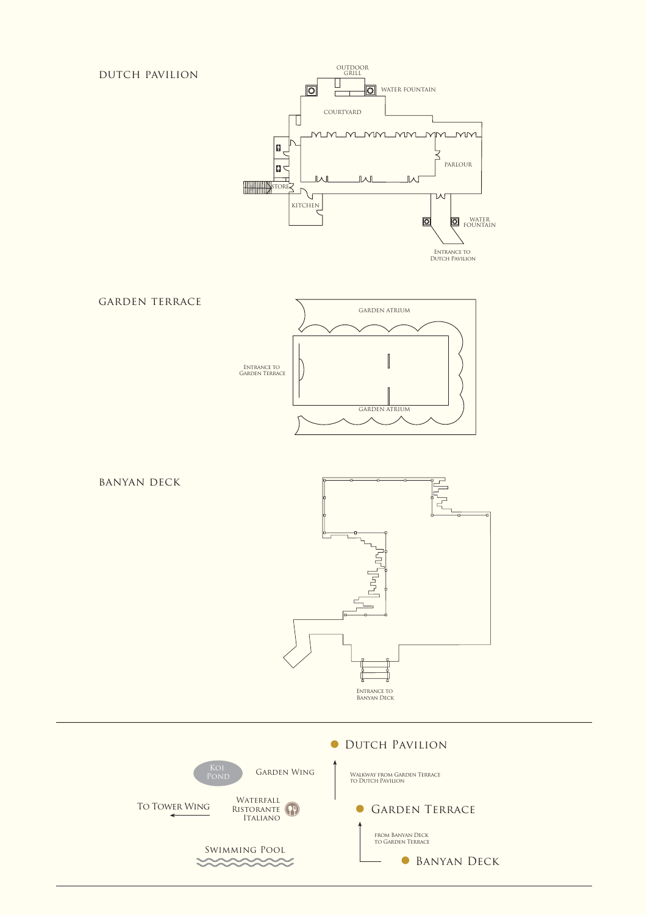## DUTCH PAVILION

OUTDOOR GRILL

WATER FOUNTAIN

COURTYARD

PARLOUR

STORE

KITCHEN

WATER FOUNTAIN

ENTRANCE TO DUTCH PAVILION

## GARDEN TERRACE

GARDEN ATRIUM

ENTRANCE TO GARDEN TERRACE

GARDEN ATRIUM

## BANYAN DECK

ENTRANCE TO BANYAN DECK

---

Koi Pond

Garden Wing

To Tower Wing

Waterfall Ristorante Italiano

Swimming Pool

Dutch Pavilion

Walkway from Garden Terrace to Dutch Pavilion

Garden Terrace

From Banyan Deck to Garden Terrace

Banyan Deck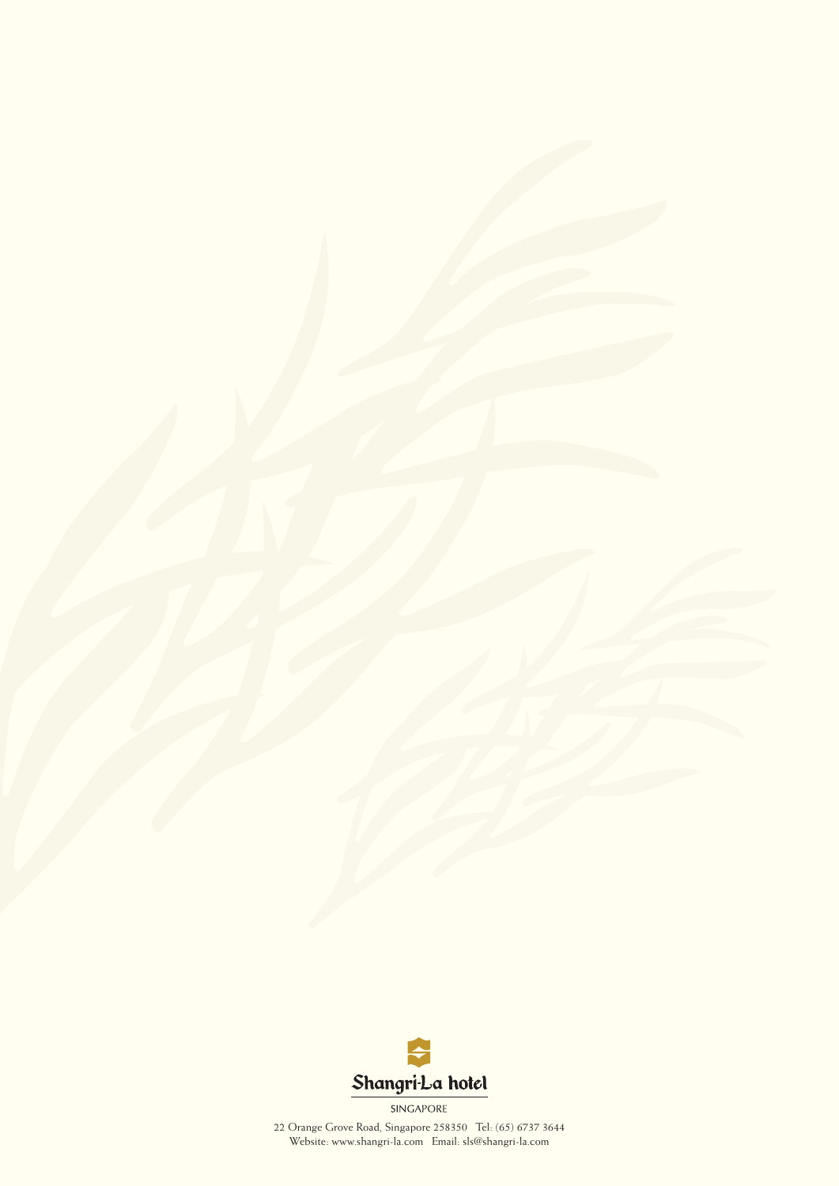Shangri-La hotel

SINGAPORE

22 Orange Grove Road, Singapore 258350 Tel: (65) 6737 3644
Website: www.shangri-la.com Email: sls@shangri-la.com